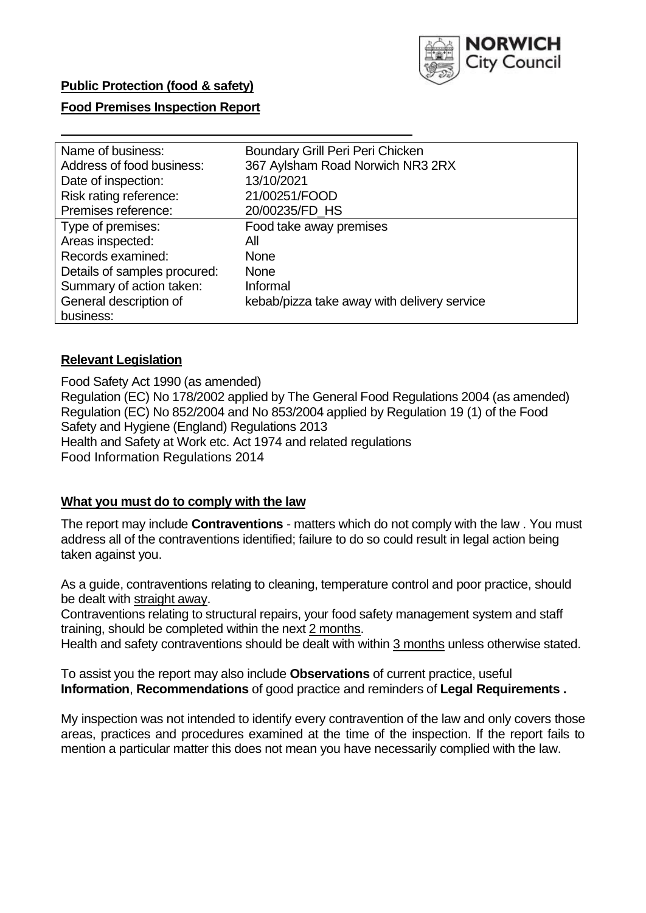**Public Protection (food & safety)**

**Food Premises Inspection Report**

| Name of business: | Boundary Grill Peri Peri Chicken |
| --- | --- |
| Address of food business: | 367 Aylsham Road Norwich NR3 2RX |
| Date of inspection: | 13/10/2021 |
| Risk rating reference: | 21/00251/FOOD |
| Premises reference: | 20/00235/FD_HS |
| Type of premises: | Food take away premises |
| Areas inspected: | All |
| Records examined: | None |
| Details of samples procured: | None |
| Summary of action taken: | Informal |
| General description of business: | kebab/pizza take away with delivery service |

## **Relevant Legislation**

Food Safety Act 1990 (as amended)
Regulation (EC) No 178/2002 applied by The General Food Regulations 2004 (as amended)
Regulation (EC) No 852/2004 and No 853/2004 applied by Regulation 19 (1) of the Food Safety and Hygiene (England) Regulations 2013
Health and Safety at Work etc. Act 1974 and related regulations
Food Information Regulations 2014

## **What you must do to comply with the law**

The report may include **Contraventions** - matters which do not comply with the law . You must address all of the contraventions identified; failure to do so could result in legal action being taken against you.

As a guide, contraventions relating to cleaning, temperature control and poor practice, should be dealt with straight away.

Contraventions relating to structural repairs, your food safety management system and staff training, should be completed within the next 2 months.

Health and safety contraventions should be dealt with within 3 months unless otherwise stated.

To assist you the report may also include **Observations** of current practice, useful **Information**, **Recommendations** of good practice and reminders of **Legal Requirements .**

My inspection was not intended to identify every contravention of the law and only covers those areas, practices and procedures examined at the time of the inspection. If the report fails to mention a particular matter this does not mean you have necessarily complied with the law.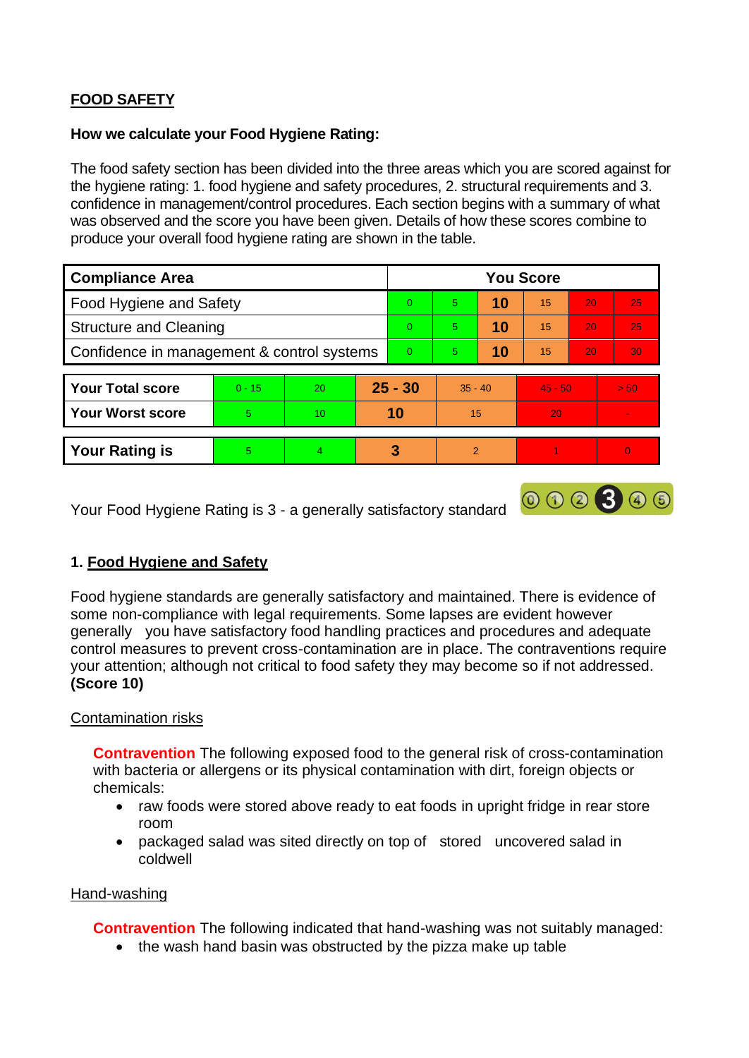**FOOD SAFETY**

**How we calculate your Food Hygiene Rating:**

The food safety section has been divided into the three areas which you are scored against for the hygiene rating: 1. food hygiene and safety procedures, 2. structural requirements and 3. confidence in management/control procedures. Each section begins with a summary of what was observed and the score you have been given. Details of how these scores combine to produce your overall food hygiene rating are shown in the table.

| Compliance Area | You Score | | | | | |
|---|---|---|---|---|---|---|
| Food Hygiene and Safety | 0 | 5 | **10** | 15 | 20 | 25 |
| Structure and Cleaning | 0 | 5 | **10** | 15 | 20 | 25 |
| Confidence in management & control systems | 0 | 5 | **10** | 15 | 20 | 30 |

| | | | | | | |
|---|---|---|---|---|---|---|
| **Your Total score** | 0 - 15 | 20 | **25 - 30** | 35 - 40 | 45 - 50 | > 50 |
| **Your Worst score** | 5 | 10 | **10** | 15 | 20 | - |

| | | | | | | |
|---|---|---|---|---|---|---|
| **Your Rating is** | 5 | 4 | **3** | 2 | 1 | 0 |

Your Food Hygiene Rating is 3 - a generally satisfactory standard

## 1. Food Hygiene and Safety

Food hygiene standards are generally satisfactory and maintained. There is evidence of some non-compliance with legal requirements. Some lapses are evident however generally you have satisfactory food handling practices and procedures and adequate control measures to prevent cross-contamination are in place. The contraventions require your attention; although not critical to food safety they may become so if not addressed. **(Score 10)**

Contamination risks

**Contravention** The following exposed food to the general risk of cross-contamination with bacteria or allergens or its physical contamination with dirt, foreign objects or chemicals:

- raw foods were stored above ready to eat foods in upright fridge in rear store room
- packaged salad was sited directly on top of stored uncovered salad in coldwell

Hand-washing

**Contravention** The following indicated that hand-washing was not suitably managed:

- the wash hand basin was obstructed by the pizza make up table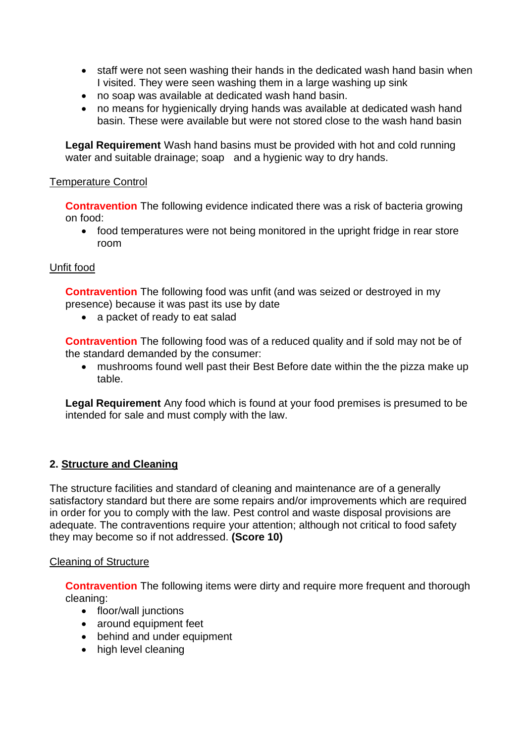- staff were not seen washing their hands in the dedicated wash hand basin when I visited. They were seen washing them in a large washing up sink
- no soap was available at dedicated wash hand basin.
- no means for hygienically drying hands was available at dedicated wash hand basin. These were available but were not stored close to the wash hand basin

**Legal Requirement** Wash hand basins must be provided with hot and cold running water and suitable drainage; soap and a hygienic way to dry hands.

Temperature Control

**Contravention** The following evidence indicated there was a risk of bacteria growing on food:

- food temperatures were not being monitored in the upright fridge in rear store room

Unfit food

**Contravention** The following food was unfit (and was seized or destroyed in my presence) because it was past its use by date

- a packet of ready to eat salad

**Contravention** The following food was of a reduced quality and if sold may not be of the standard demanded by the consumer:

- mushrooms found well past their Best Before date within the the pizza make up table.

**Legal Requirement** Any food which is found at your food premises is presumed to be intended for sale and must comply with the law.

## 2. Structure and Cleaning

The structure facilities and standard of cleaning and maintenance are of a generally satisfactory standard but there are some repairs and/or improvements which are required in order for you to comply with the law. Pest control and waste disposal provisions are adequate. The contraventions require your attention; although not critical to food safety they may become so if not addressed. **(Score 10)**

Cleaning of Structure

**Contravention** The following items were dirty and require more frequent and thorough cleaning:

- floor/wall junctions
- around equipment feet
- behind and under equipment
- high level cleaning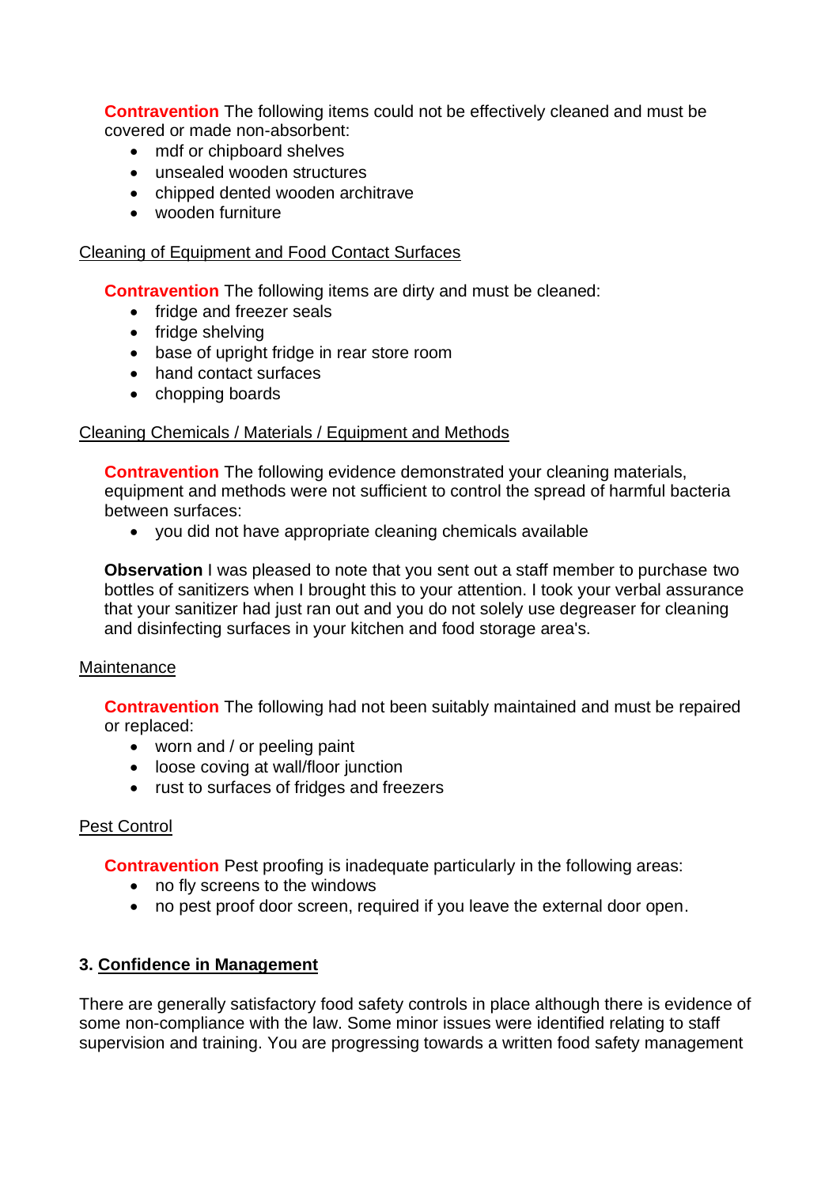**Contravention** The following items could not be effectively cleaned and must be covered or made non-absorbent:

- mdf or chipboard shelves
- unsealed wooden structures
- chipped dented wooden architrave
- wooden furniture

Cleaning of Equipment and Food Contact Surfaces

**Contravention** The following items are dirty and must be cleaned:

- fridge and freezer seals
- fridge shelving
- base of upright fridge in rear store room
- hand contact surfaces
- chopping boards

Cleaning Chemicals / Materials / Equipment and Methods

**Contravention** The following evidence demonstrated your cleaning materials, equipment and methods were not sufficient to control the spread of harmful bacteria between surfaces:

- you did not have appropriate cleaning chemicals available

**Observation** I was pleased to note that you sent out a staff member to purchase two bottles of sanitizers when I brought this to your attention. I took your verbal assurance that your sanitizer had just ran out and you do not solely use degreaser for cleaning and disinfecting surfaces in your kitchen and food storage area's.

Maintenance

**Contravention** The following had not been suitably maintained and must be repaired or replaced:

- worn and / or peeling paint
- loose coving at wall/floor junction
- rust to surfaces of fridges and freezers

Pest Control

**Contravention** Pest proofing is inadequate particularly in the following areas:

- no fly screens to the windows
- no pest proof door screen, required if you leave the external door open.

## 3. Confidence in Management

There are generally satisfactory food safety controls in place although there is evidence of some non-compliance with the law. Some minor issues were identified relating to staff supervision and training. You are progressing towards a written food safety management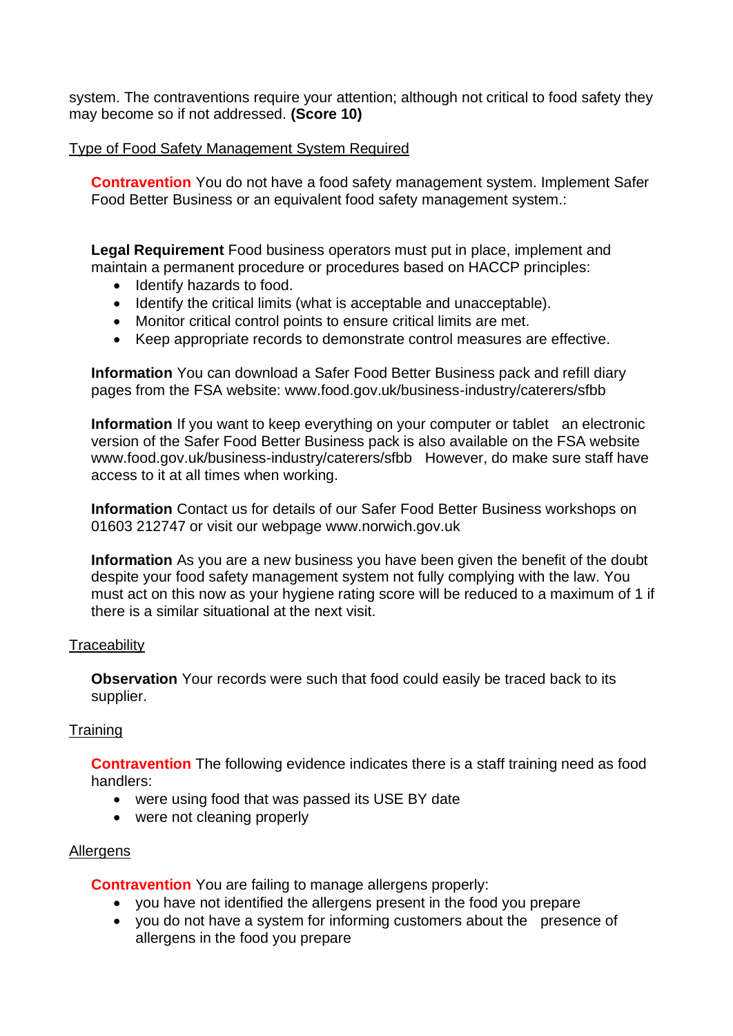system. The contraventions require your attention; although not critical to food safety they may become so if not addressed. **(Score 10)**

Type of Food Safety Management System Required

**Contravention** You do not have a food safety management system. Implement Safer Food Better Business or an equivalent food safety management system.:

**Legal Requirement** Food business operators must put in place, implement and maintain a permanent procedure or procedures based on HACCP principles:

- Identify hazards to food.
- Identify the critical limits (what is acceptable and unacceptable).
- Monitor critical control points to ensure critical limits are met.
- Keep appropriate records to demonstrate control measures are effective.

**Information** You can download a Safer Food Better Business pack and refill diary pages from the FSA website: www.food.gov.uk/business-industry/caterers/sfbb

**Information** If you want to keep everything on your computer or tablet an electronic version of the Safer Food Better Business pack is also available on the FSA website www.food.gov.uk/business-industry/caterers/sfbb However, do make sure staff have access to it at all times when working.

**Information** Contact us for details of our Safer Food Better Business workshops on 01603 212747 or visit our webpage www.norwich.gov.uk

**Information** As you are a new business you have been given the benefit of the doubt despite your food safety management system not fully complying with the law. You must act on this now as your hygiene rating score will be reduced to a maximum of 1 if there is a similar situational at the next visit.

Traceability

**Observation** Your records were such that food could easily be traced back to its supplier.

Training

**Contravention** The following evidence indicates there is a staff training need as food handlers:

- were using food that was passed its USE BY date
- were not cleaning properly

Allergens

**Contravention** You are failing to manage allergens properly:

- you have not identified the allergens present in the food you prepare
- you do not have a system for informing customers about the presence of allergens in the food you prepare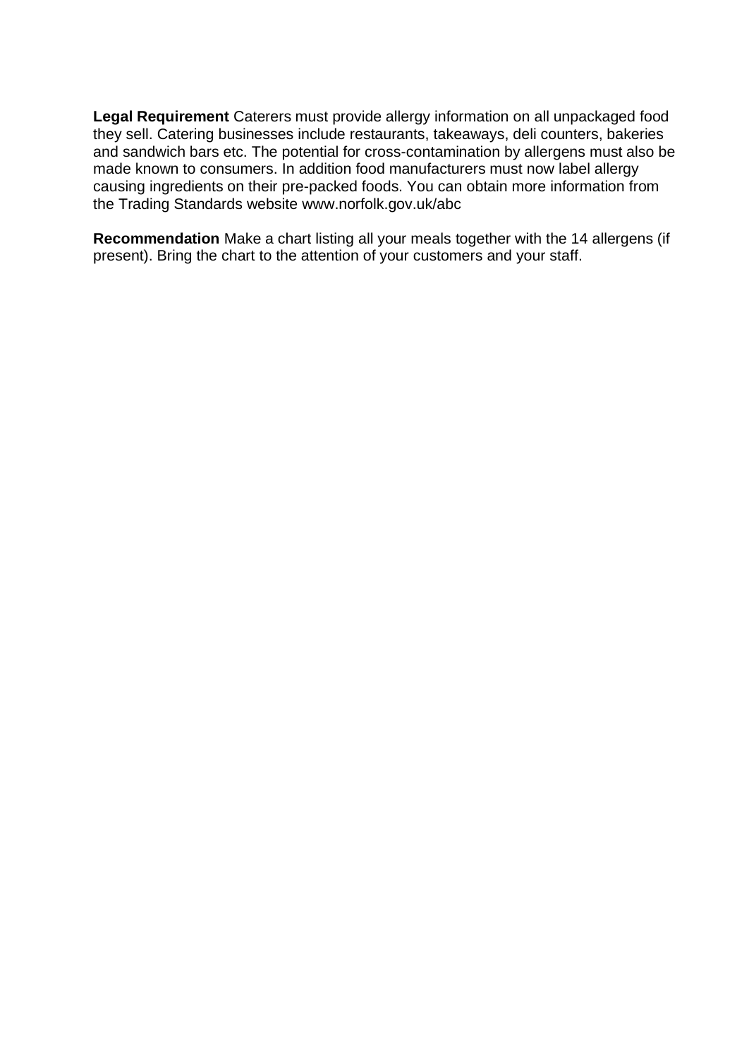**Legal Requirement** Caterers must provide allergy information on all unpackaged food they sell. Catering businesses include restaurants, takeaways, deli counters, bakeries and sandwich bars etc. The potential for cross-contamination by allergens must also be made known to consumers. In addition food manufacturers must now label allergy causing ingredients on their pre-packed foods. You can obtain more information from the Trading Standards website www.norfolk.gov.uk/abc

**Recommendation** Make a chart listing all your meals together with the 14 allergens (if present). Bring the chart to the attention of your customers and your staff.